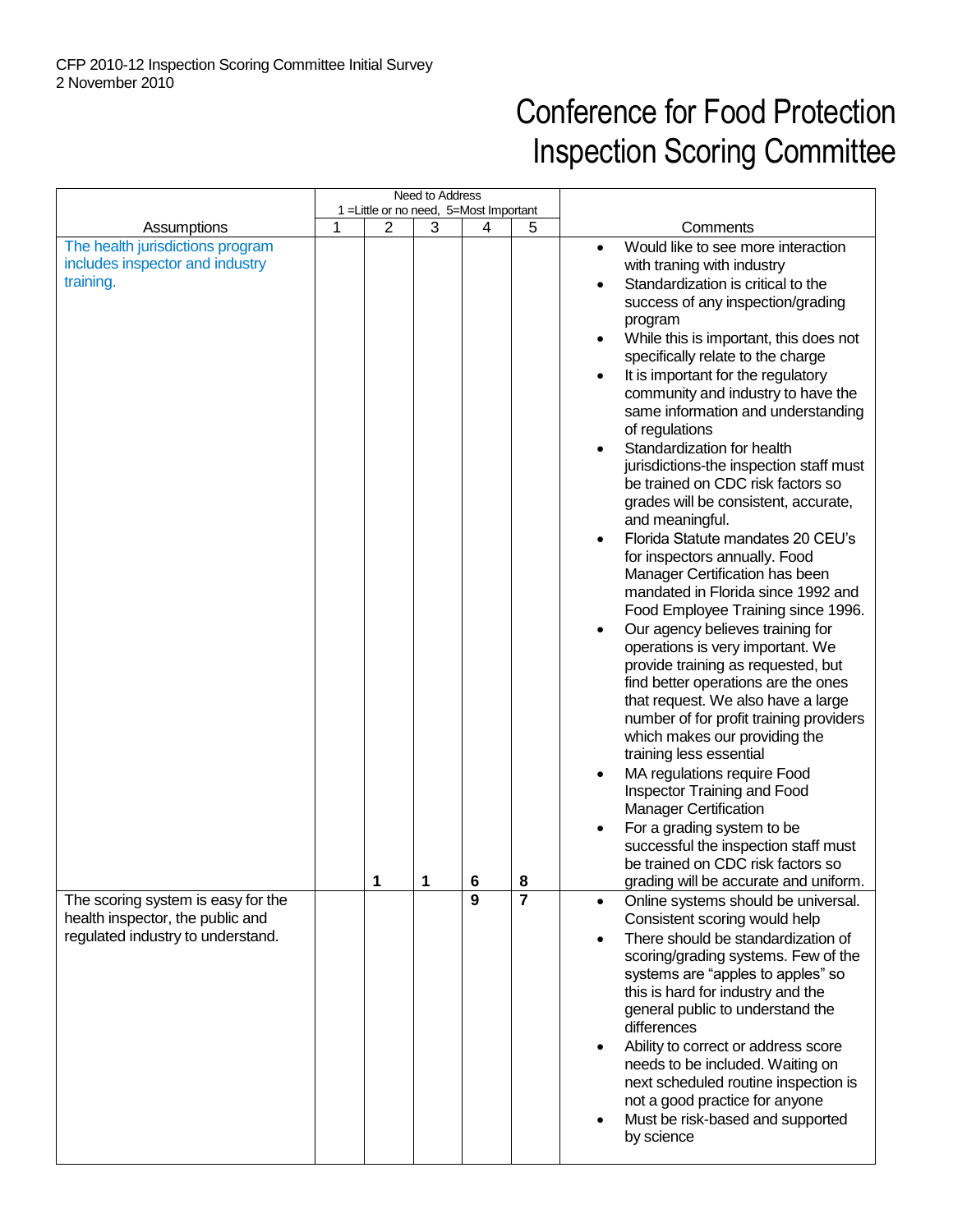CFP 2010-12 Inspection Scoring Committee Initial Survey
2 November 2010

# Conference for Food Protection
# Inspection Scoring Committee

| Assumptions | Need to Address<br>1 =Little or no need, 5=Most Important | | | | | Comments |
|---|---|---|---|---|---|---|
| | 1 | 2 | 3 | 4 | 5 | |
| The health jurisdictions program includes inspector and industry training. | | 1 | 1 | 6 | 8 | • Would like to see more interaction with traning with industry<br>• Standardization is critical to the success of any inspection/grading program<br>• While this is important, this does not specifically relate to the charge<br>• It is important for the regulatory community and industry to have the same information and understanding of regulations<br>• Standardization for health jurisdictions-the inspection staff must be trained on CDC risk factors so grades will be consistent, accurate, and meaningful.<br>• Florida Statute mandates 20 CEU's for inspectors annually. Food Manager Certification has been mandated in Florida since 1992 and Food Employee Training since 1996.<br>• Our agency believes training for operations is very important. We provide training as requested, but find better operations are the ones that request. We also have a large number of for profit training providers which makes our providing the training less essential<br>• MA regulations require Food Inspector Training and Food Manager Certification<br>• For a grading system to be successful the inspection staff must be trained on CDC risk factors so grading will be accurate and uniform. |
| The scoring system is easy for the health inspector, the public and regulated industry to understand. | | | | 9 | 7 | • Online systems should be universal. Consistent scoring would help<br>• There should be standardization of scoring/grading systems. Few of the systems are "apples to apples" so this is hard for industry and the general public to understand the differences<br>• Ability to correct or address score needs to be included. Waiting on next scheduled routine inspection is not a good practice for anyone<br>• Must be risk-based and supported by science |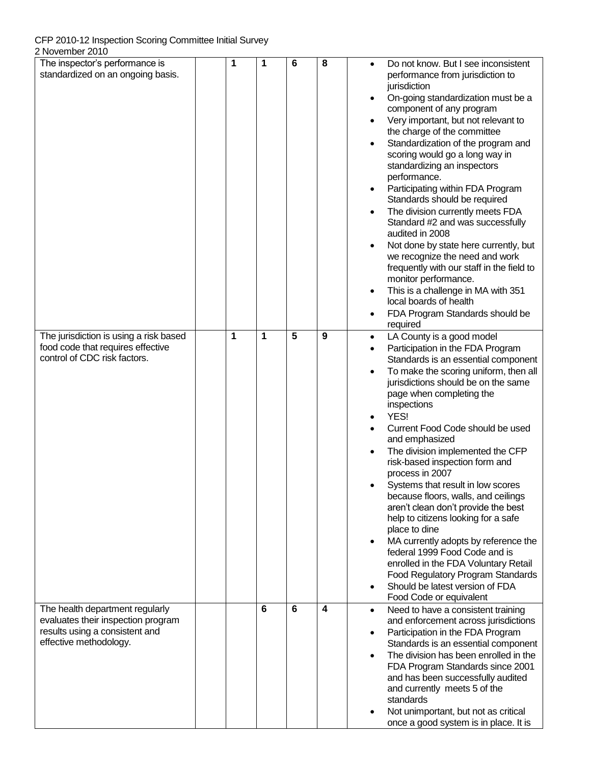| | | | | | | |
|---|---|---|---|---|---|---|
| The inspector's performance is standardized on an ongoing basis. | | 1 | 1 | 6 | 8 | • Do not know. But I see inconsistent performance from jurisdiction to jurisdiction<br>• On-going standardization must be a component of any program<br>• Very important, but not relevant to the charge of the committee<br>• Standardization of the program and scoring would go a long way in standardizing an inspectors performance.<br>• Participating within FDA Program Standards should be required<br>• The division currently meets FDA Standard #2 and was successfully audited in 2008<br>• Not done by state here currently, but we recognize the need and work frequently with our staff in the field to monitor performance.<br>• This is a challenge in MA with 351 local boards of health<br>• FDA Program Standards should be required |
| The jurisdiction is using a risk based food code that requires effective control of CDC risk factors. | | 1 | 1 | 5 | 9 | • LA County is a good model<br>• Participation in the FDA Program Standards is an essential component<br>• To make the scoring uniform, then all jurisdictions should be on the same page when completing the inspections<br>• YES!<br>• Current Food Code should be used and emphasized<br>• The division implemented the CFP risk-based inspection form and process in 2007<br>• Systems that result in low scores because floors, walls, and ceilings aren't clean don't provide the best help to citizens looking for a safe place to dine<br>• MA currently adopts by reference the federal 1999 Food Code and is enrolled in the FDA Voluntary Retail Food Regulatory Program Standards<br>• Should be latest version of FDA Food Code or equivalent |
| The health department regularly evaluates their inspection program results using a consistent and effective methodology. | | | 6 | 6 | 4 | • Need to have a consistent training and enforcement across jurisdictions<br>• Participation in the FDA Program Standards is an essential component<br>• The division has been enrolled in the FDA Program Standards since 2001 and has been successfully audited and currently meets 5 of the standards<br>• Not unimportant, but not as critical once a good system is in place. It is |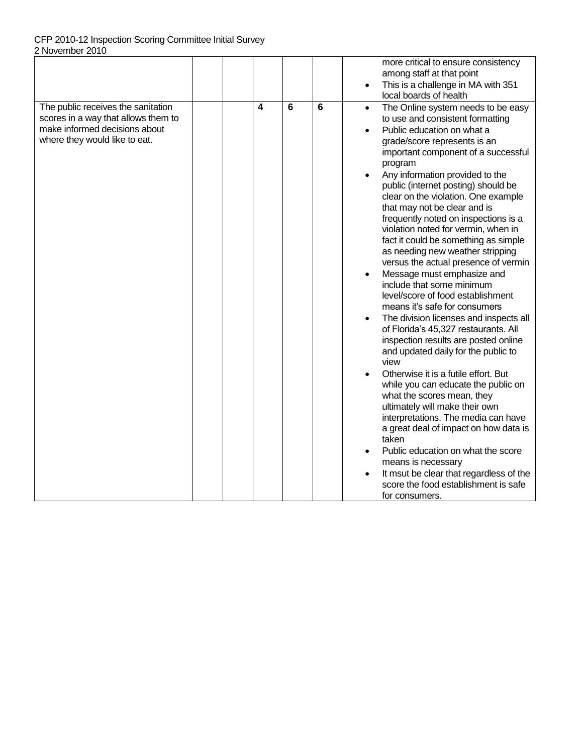| | | | | | | |
|---|---|---|---|---|---|---|
| | | | | | | more critical to ensure consistency among staff at that point<br>• This is a challenge in MA with 351 local boards of health |
| The public receives the sanitation scores in a way that allows them to make informed decisions about where they would like to eat. | | | **4** | **6** | **6** | • The Online system needs to be easy to use and consistent formatting<br>• Public education on what a grade/score represents is an important component of a successful program<br>• Any information provided to the public (internet posting) should be clear on the violation. One example that may not be clear and is frequently noted on inspections is a violation noted for vermin, when in fact it could be something as simple as needing new weather stripping versus the actual presence of vermin<br>• Message must emphasize and include that some minimum level/score of food establishment means it's safe for consumers<br>• The division licenses and inspects all of Florida's 45,327 restaurants. All inspection results are posted online and updated daily for the public to view<br>• Otherwise it is a futile effort. But while you can educate the public on what the scores mean, they ultimately will make their own interpretations. The media can have a great deal of impact on how data is taken<br>• Public education on what the score means is necessary<br>• It msut be clear that regardless of the score the food establishment is safe for consumers. |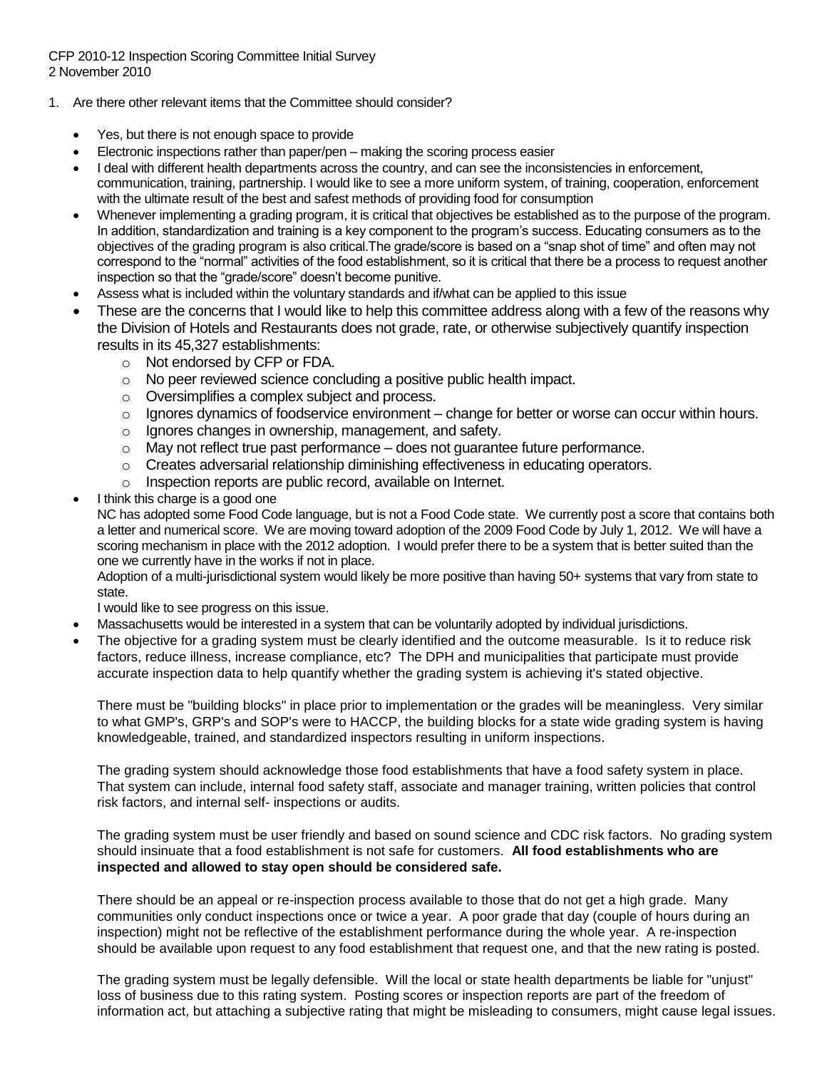CFP 2010-12 Inspection Scoring Committee Initial Survey
2 November 2010

1. Are there other relevant items that the Committee should consider?

   - Yes, but there is not enough space to provide
   - Electronic inspections rather than paper/pen – making the scoring process easier
   - I deal with different health departments across the country, and can see the inconsistencies in enforcement, communication, training, partnership. I would like to see a more uniform system, of training, cooperation, enforcement with the ultimate result of the best and safest methods of providing food for consumption
   - Whenever implementing a grading program, it is critical that objectives be established as to the purpose of the program. In addition, standardization and training is a key component to the program's success. Educating consumers as to the objectives of the grading program is also critical.The grade/score is based on a "snap shot of time" and often may not correspond to the "normal" activities of the food establishment, so it is critical that there be a process to request another inspection so that the "grade/score" doesn't become punitive.
   - Assess what is included within the voluntary standards and if/what can be applied to this issue
   - These are the concerns that I would like to help this committee address along with a few of the reasons why the Division of Hotels and Restaurants does not grade, rate, or otherwise subjectively quantify inspection results in its 45,327 establishments:
     - Not endorsed by CFP or FDA.
     - No peer reviewed science concluding a positive public health impact.
     - Oversimplifies a complex subject and process.
     - Ignores dynamics of foodservice environment – change for better or worse can occur within hours.
     - Ignores changes in ownership, management, and safety.
     - May not reflect true past performance – does not guarantee future performance.
     - Creates adversarial relationship diminishing effectiveness in educating operators.
     - Inspection reports are public record, available on Internet.
   - I think this charge is a good one

     NC has adopted some Food Code language, but is not a Food Code state. We currently post a score that contains both a letter and numerical score. We are moving toward adoption of the 2009 Food Code by July 1, 2012. We will have a scoring mechanism in place with the 2012 adoption. I would prefer there to be a system that is better suited than the one we currently have in the works if not in place.

     Adoption of a multi-jurisdictional system would likely be more positive than having 50+ systems that vary from state to state.

     I would like to see progress on this issue.
   - Massachusetts would be interested in a system that can be voluntarily adopted by individual jurisdictions.
   - The objective for a grading system must be clearly identified and the outcome measurable. Is it to reduce risk factors, reduce illness, increase compliance, etc? The DPH and municipalities that participate must provide accurate inspection data to help quantify whether the grading system is achieving it's stated objective.

     There must be "building blocks" in place prior to implementation or the grades will be meaningless. Very similar to what GMP's, GRP's and SOP's were to HACCP, the building blocks for a state wide grading system is having knowledgeable, trained, and standardized inspectors resulting in uniform inspections.

     The grading system should acknowledge those food establishments that have a food safety system in place. That system can include, internal food safety staff, associate and manager training, written policies that control risk factors, and internal self- inspections or audits.

     The grading system must be user friendly and based on sound science and CDC risk factors. No grading system should insinuate that a food establishment is not safe for customers. **All food establishments who are inspected and allowed to stay open should be considered safe.**

     There should be an appeal or re-inspection process available to those that do not get a high grade. Many communities only conduct inspections once or twice a year. A poor grade that day (couple of hours during an inspection) might not be reflective of the establishment performance during the whole year. A re-inspection should be available upon request to any food establishment that request one, and that the new rating is posted.

     The grading system must be legally defensible. Will the local or state health departments be liable for "unjust" loss of business due to this rating system. Posting scores or inspection reports are part of the freedom of information act, but attaching a subjective rating that might be misleading to consumers, might cause legal issues.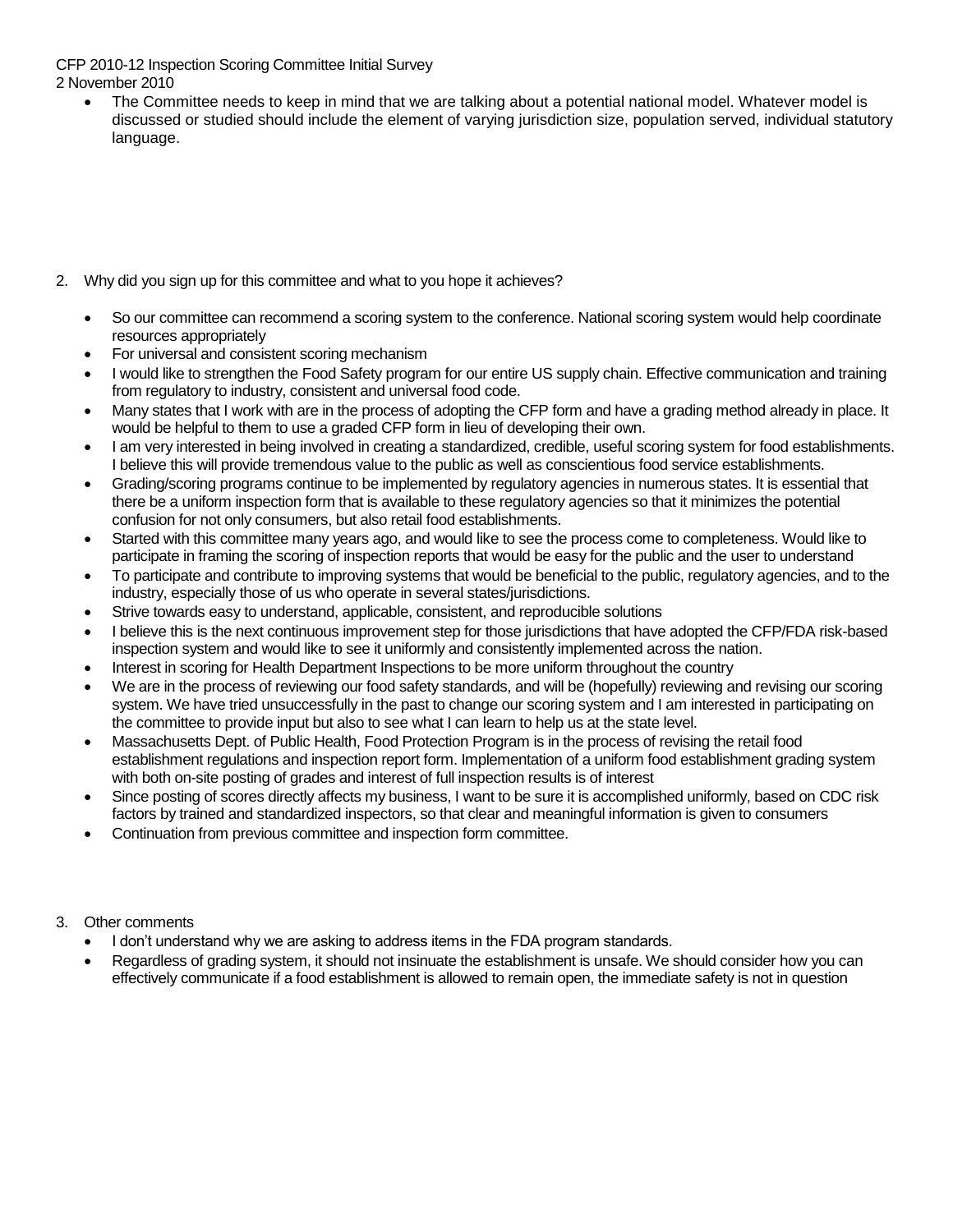CFP 2010-12 Inspection Scoring Committee Initial Survey
2 November 2010

- The Committee needs to keep in mind that we are talking about a potential national model. Whatever model is discussed or studied should include the element of varying jurisdiction size, population served, individual statutory language.

2. Why did you sign up for this committee and what to you hope it achieves?

   - So our committee can recommend a scoring system to the conference. National scoring system would help coordinate resources appropriately
   - For universal and consistent scoring mechanism
   - I would like to strengthen the Food Safety program for our entire US supply chain. Effective communication and training from regulatory to industry, consistent and universal food code.
   - Many states that I work with are in the process of adopting the CFP form and have a grading method already in place. It would be helpful to them to use a graded CFP form in lieu of developing their own.
   - I am very interested in being involved in creating a standardized, credible, useful scoring system for food establishments. I believe this will provide tremendous value to the public as well as conscientious food service establishments.
   - Grading/scoring programs continue to be implemented by regulatory agencies in numerous states. It is essential that there be a uniform inspection form that is available to these regulatory agencies so that it minimizes the potential confusion for not only consumers, but also retail food establishments.
   - Started with this committee many years ago, and would like to see the process come to completeness. Would like to participate in framing the scoring of inspection reports that would be easy for the public and the user to understand
   - To participate and contribute to improving systems that would be beneficial to the public, regulatory agencies, and to the industry, especially those of us who operate in several states/jurisdictions.
   - Strive towards easy to understand, applicable, consistent, and reproducible solutions
   - I believe this is the next continuous improvement step for those jurisdictions that have adopted the CFP/FDA risk-based inspection system and would like to see it uniformly and consistently implemented across the nation.
   - Interest in scoring for Health Department Inspections to be more uniform throughout the country
   - We are in the process of reviewing our food safety standards, and will be (hopefully) reviewing and revising our scoring system. We have tried unsuccessfully in the past to change our scoring system and I am interested in participating on the committee to provide input but also to see what I can learn to help us at the state level.
   - Massachusetts Dept. of Public Health, Food Protection Program is in the process of revising the retail food establishment regulations and inspection report form. Implementation of a uniform food establishment grading system with both on-site posting of grades and interest of full inspection results is of interest
   - Since posting of scores directly affects my business, I want to be sure it is accomplished uniformly, based on CDC risk factors by trained and standardized inspectors, so that clear and meaningful information is given to consumers
   - Continuation from previous committee and inspection form committee.

3. Other comments
   - I don't understand why we are asking to address items in the FDA program standards.
   - Regardless of grading system, it should not insinuate the establishment is unsafe. We should consider how you can effectively communicate if a food establishment is allowed to remain open, the immediate safety is not in question